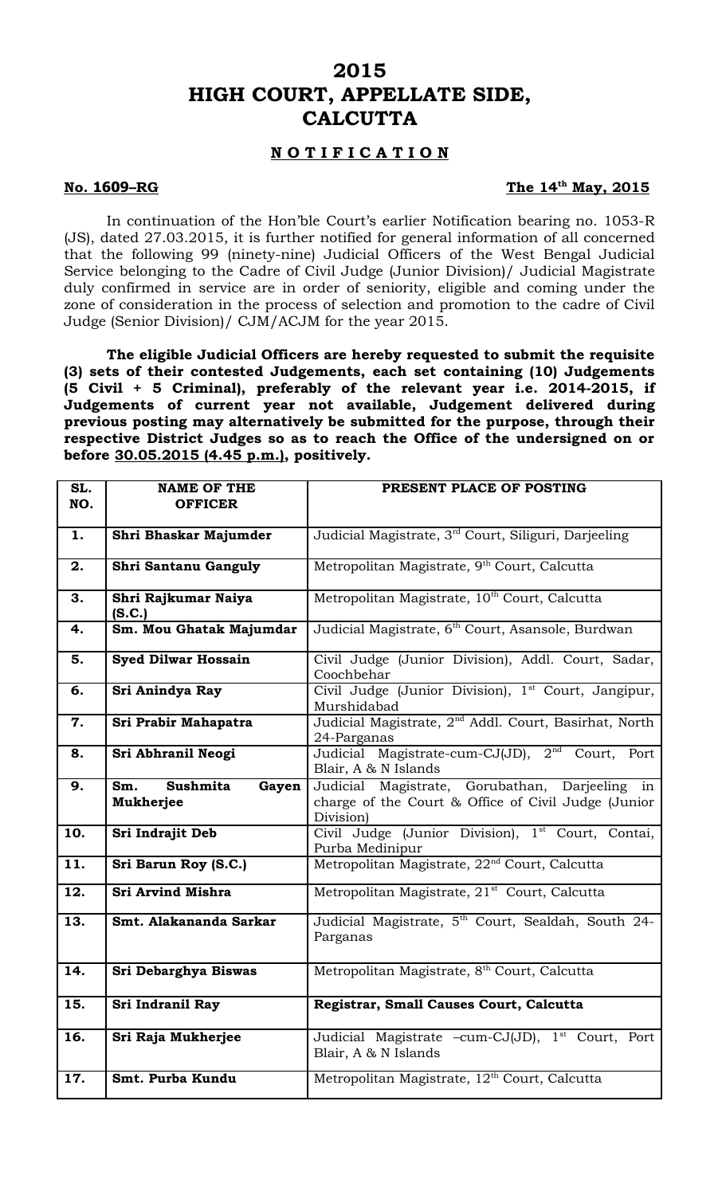# 2015
# HIGH COURT, APPELLATE SIDE, CALCUTTA

## NOTIFICATION

**No. 1609–RG** **The 14th May, 2015**

In continuation of the Hon'ble Court's earlier Notification bearing no. 1053-R (JS), dated 27.03.2015, it is further notified for general information of all concerned that the following 99 (ninety-nine) Judicial Officers of the West Bengal Judicial Service belonging to the Cadre of Civil Judge (Junior Division)/ Judicial Magistrate duly confirmed in service are in order of seniority, eligible and coming under the zone of consideration in the process of selection and promotion to the cadre of Civil Judge (Senior Division)/ CJM/ACJM for the year 2015.

**The eligible Judicial Officers are hereby requested to submit the requisite (3) sets of their contested Judgements, each set containing (10) Judgements (5 Civil + 5 Criminal), preferably of the relevant year i.e. 2014-2015, if Judgements of current year not available, Judgement delivered during previous posting may alternatively be submitted for the purpose, through their respective District Judges so as to reach the Office of the undersigned on or before 30.05.2015 (4.45 p.m.), positively.**

| SL. NO. | NAME OF THE OFFICER | PRESENT PLACE OF POSTING |
|---|---|---|
| 1. | **Shri Bhaskar Majumder** | Judicial Magistrate, 3rd Court, Siliguri, Darjeeling |
| 2. | **Shri Santanu Ganguly** | Metropolitan Magistrate, 9th Court, Calcutta |
| 3. | **Shri Rajkumar Naiya (S.C.)** | Metropolitan Magistrate, 10th Court, Calcutta |
| 4. | **Sm. Mou Ghatak Majumdar** | Judicial Magistrate, 6th Court, Asansole, Burdwan |
| 5. | **Syed Dilwar Hossain** | Civil Judge (Junior Division), Addl. Court, Sadar, Coochbehar |
| 6. | **Sri Anindya Ray** | Civil Judge (Junior Division), 1st Court, Jangipur, Murshidabad |
| 7. | **Sri Prabir Mahapatra** | Judicial Magistrate, 2nd Addl. Court, Basirhat, North 24-Parganas |
| 8. | **Sri Abhranil Neogi** | Judicial Magistrate-cum-CJ(JD), 2nd Court, Port Blair, A & N Islands |
| 9. | **Sm. Sushmita Gayen Mukherjee** | Judicial Magistrate, Gorubathan, Darjeeling in charge of the Court & Office of Civil Judge (Junior Division) |
| 10. | **Sri Indrajit Deb** | Civil Judge (Junior Division), 1st Court, Contai, Purba Medinipur |
| 11. | **Sri Barun Roy (S.C.)** | Metropolitan Magistrate, 22nd Court, Calcutta |
| 12. | **Sri Arvind Mishra** | Metropolitan Magistrate, 21st Court, Calcutta |
| 13. | **Smt. Alakananda Sarkar** | Judicial Magistrate, 5th Court, Sealdah, South 24-Parganas |
| 14. | **Sri Debarghya Biswas** | Metropolitan Magistrate, 8th Court, Calcutta |
| 15. | **Sri Indranil Ray** | **Registrar, Small Causes Court, Calcutta** |
| 16. | **Sri Raja Mukherjee** | Judicial Magistrate –cum-CJ(JD), 1st Court, Port Blair, A & N Islands |
| 17. | **Smt. Purba Kundu** | Metropolitan Magistrate, 12th Court, Calcutta |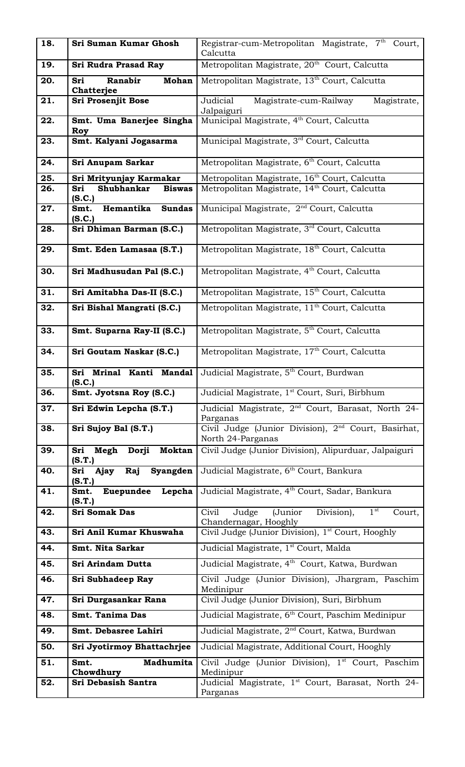| 18. | **Sri Suman Kumar Ghosh** | Registrar-cum-Metropolitan Magistrate, 7th Court, Calcutta |
|---|---|---|
| 19. | **Sri Rudra Prasad Ray** | Metropolitan Magistrate, 20th Court, Calcutta |
| 20. | **Sri Ranabir Mohan Chatterjee** | Metropolitan Magistrate, 13th Court, Calcutta |
| 21. | **Sri Prosenjit Bose** | Judicial Magistrate-cum-Railway Magistrate, Jalpaiguri |
| 22. | **Smt. Uma Banerjee Singha Roy** | Municipal Magistrate, 4th Court, Calcutta |
| 23. | **Smt. Kalyani Jogasarma** | Municipal Magistrate, 3rd Court, Calcutta |
| 24. | **Sri Anupam Sarkar** | Metropolitan Magistrate, 6th Court, Calcutta |
| 25. | **Sri Mrityunjay Karmakar** | Metropolitan Magistrate, 16th Court, Calcutta |
| 26. | **Sri Shubhankar Biswas (S.C.)** | Metropolitan Magistrate, 14th Court, Calcutta |
| 27. | **Smt. Hemantika Sundas (S.C.)** | Municipal Magistrate, 2nd Court, Calcutta |
| 28. | **Sri Dhiman Barman (S.C.)** | Metropolitan Magistrate, 3rd Court, Calcutta |
| 29. | **Smt. Eden Lamasaa (S.T.)** | Metropolitan Magistrate, 18th Court, Calcutta |
| 30. | **Sri Madhusudan Pal (S.C.)** | Metropolitan Magistrate, 4th Court, Calcutta |
| 31. | **Sri Amitabha Das-II (S.C.)** | Metropolitan Magistrate, 15th Court, Calcutta |
| 32. | **Sri Bishal Mangrati (S.C.)** | Metropolitan Magistrate, 11th Court, Calcutta |
| 33. | **Smt. Suparna Ray-II (S.C.)** | Metropolitan Magistrate, 5th Court, Calcutta |
| 34. | **Sri Goutam Naskar (S.C.)** | Metropolitan Magistrate, 17th Court, Calcutta |
| 35. | **Sri Mrinal Kanti Mandal (S.C.)** | Judicial Magistrate, 5th Court, Burdwan |
| 36. | **Smt. Jyotsna Roy (S.C.)** | Judicial Magistrate, 1st Court, Suri, Birbhum |
| 37. | **Sri Edwin Lepcha (S.T.)** | Judicial Magistrate, 2nd Court, Barasat, North 24-Parganas |
| 38. | **Sri Sujoy Bal (S.T.)** | Civil Judge (Junior Division), 2nd Court, Basirhat, North 24-Parganas |
| 39. | **Sri Megh Dorji Moktan (S.T.)** | Civil Judge (Junior Division), Alipurduar, Jalpaiguri |
| 40. | **Sri Ajay Raj Syangden (S.T.)** | Judicial Magistrate, 6th Court, Bankura |
| 41. | **Smt. Euepundee Lepcha (S.T.)** | Judicial Magistrate, 4th Court, Sadar, Bankura |
| 42. | **Sri Somak Das** | Civil Judge (Junior Division), 1st Court, Chandernagar, Hooghly |
| 43. | **Sri Anil Kumar Khuswaha** | Civil Judge (Junior Division), 1st Court, Hooghly |
| 44. | **Smt. Nita Sarkar** | Judicial Magistrate, 1st Court, Malda |
| 45. | **Sri Arindam Dutta** | Judicial Magistrate, 4th Court, Katwa, Burdwan |
| 46. | **Sri Subhadeep Ray** | Civil Judge (Junior Division), Jhargram, Paschim Medinipur |
| 47. | **Sri Durgasankar Rana** | Civil Judge (Junior Division), Suri, Birbhum |
| 48. | **Smt. Tanima Das** | Judicial Magistrate, 6th Court, Paschim Medinipur |
| 49. | **Smt. Debasree Lahiri** | Judicial Magistrate, 2nd Court, Katwa, Burdwan |
| 50. | **Sri Jyotirmoy Bhattachrjee** | Judicial Magistrate, Additional Court, Hooghly |
| 51. | **Smt. Madhumita Chowdhury** | Civil Judge (Junior Division), 1st Court, Paschim Medinipur |
| 52. | **Sri Debasish Santra** | Judicial Magistrate, 1st Court, Barasat, North 24-Parganas |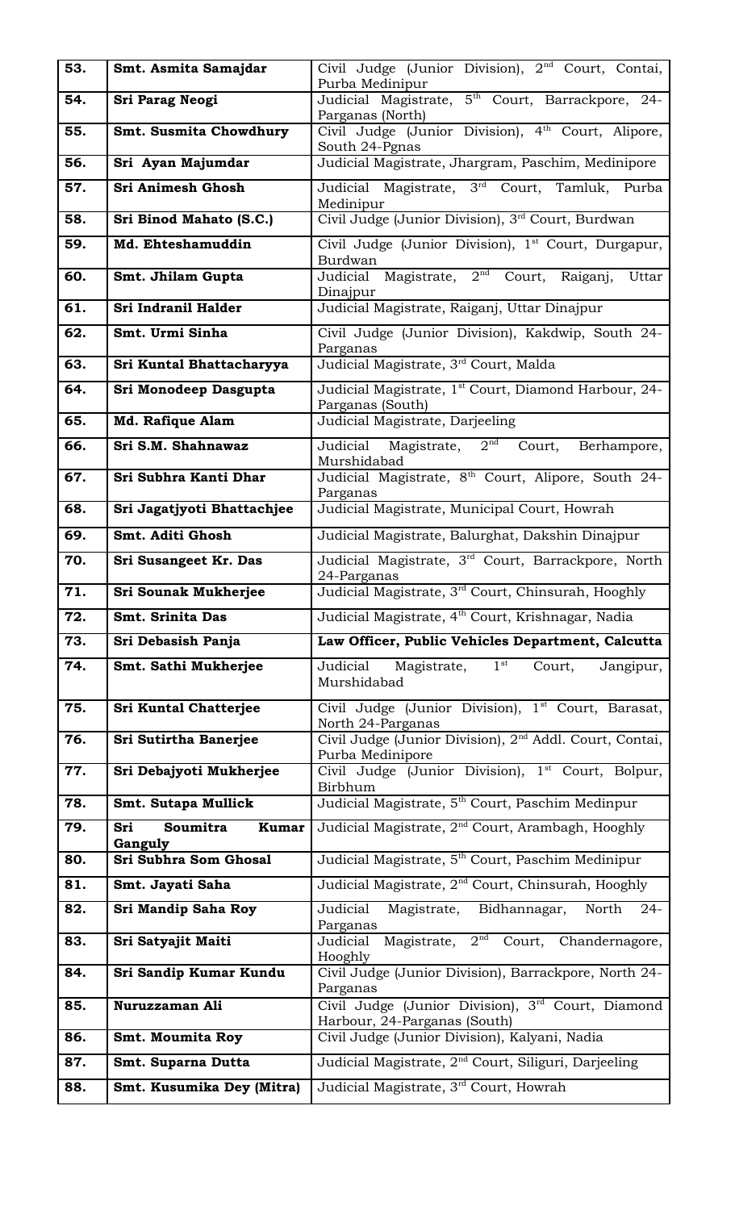| 53. | **Smt. Asmita Samajdar** | Civil Judge (Junior Division), 2nd Court, Contai, Purba Medinipur |
|---|---|---|
| 54. | **Sri Parag Neogi** | Judicial Magistrate, 5th Court, Barrackpore, 24-Parganas (North) |
| 55. | **Smt. Susmita Chowdhury** | Civil Judge (Junior Division), 4th Court, Alipore, South 24-Pgnas |
| 56. | **Sri Ayan Majumdar** | Judicial Magistrate, Jhargram, Paschim, Medinipore |
| 57. | **Sri Animesh Ghosh** | Judicial Magistrate, 3rd Court, Tamluk, Purba Medinipur |
| 58. | **Sri Binod Mahato (S.C.)** | Civil Judge (Junior Division), 3rd Court, Burdwan |
| 59. | **Md. Ehteshamuddin** | Civil Judge (Junior Division), 1st Court, Durgapur, Burdwan |
| 60. | **Smt. Jhilam Gupta** | Judicial Magistrate, 2nd Court, Raiganj, Uttar Dinajpur |
| 61. | **Sri Indranil Halder** | Judicial Magistrate, Raiganj, Uttar Dinajpur |
| 62. | **Smt. Urmi Sinha** | Civil Judge (Junior Division), Kakdwip, South 24-Parganas |
| 63. | **Sri Kuntal Bhattacharyya** | Judicial Magistrate, 3rd Court, Malda |
| 64. | **Sri Monodeep Dasgupta** | Judicial Magistrate, 1st Court, Diamond Harbour, 24-Parganas (South) |
| 65. | **Md. Rafique Alam** | Judicial Magistrate, Darjeeling |
| 66. | **Sri S.M. Shahnawaz** | Judicial Magistrate, 2nd Court, Berhampore, Murshidabad |
| 67. | **Sri Subhra Kanti Dhar** | Judicial Magistrate, 8th Court, Alipore, South 24-Parganas |
| 68. | **Sri Jagatjyoti Bhattachjee** | Judicial Magistrate, Municipal Court, Howrah |
| 69. | **Smt. Aditi Ghosh** | Judicial Magistrate, Balurghat, Dakshin Dinajpur |
| 70. | **Sri Susangeet Kr. Das** | Judicial Magistrate, 3rd Court, Barrackpore, North 24-Parganas |
| 71. | **Sri Sounak Mukherjee** | Judicial Magistrate, 3rd Court, Chinsurah, Hooghly |
| 72. | **Smt. Srinita Das** | Judicial Magistrate, 4th Court, Krishnagar, Nadia |
| 73. | **Sri Debasish Panja** | **Law Officer, Public Vehicles Department, Calcutta** |
| 74. | **Smt. Sathi Mukherjee** | Judicial Magistrate, 1st Court, Jangipur, Murshidabad |
| 75. | **Sri Kuntal Chatterjee** | Civil Judge (Junior Division), 1st Court, Barasat, North 24-Parganas |
| 76. | **Sri Sutirtha Banerjee** | Civil Judge (Junior Division), 2nd Addl. Court, Contai, Purba Medinipore |
| 77. | **Sri Debajyoti Mukherjee** | Civil Judge (Junior Division), 1st Court, Bolpur, Birbhum |
| 78. | **Smt. Sutapa Mullick** | Judicial Magistrate, 5th Court, Paschim Medinpur |
| 79. | **Sri Soumitra Kumar Ganguly** | Judicial Magistrate, 2nd Court, Arambagh, Hooghly |
| 80. | **Sri Subhra Som Ghosal** | Judicial Magistrate, 5th Court, Paschim Medinipur |
| 81. | **Smt. Jayati Saha** | Judicial Magistrate, 2nd Court, Chinsurah, Hooghly |
| 82. | **Sri Mandip Saha Roy** | Judicial Magistrate, Bidhannagar, North 24-Parganas |
| 83. | **Sri Satyajit Maiti** | Judicial Magistrate, 2nd Court, Chandernagore, Hooghly |
| 84. | **Sri Sandip Kumar Kundu** | Civil Judge (Junior Division), Barrackpore, North 24-Parganas |
| 85. | **Nuruzzaman Ali** | Civil Judge (Junior Division), 3rd Court, Diamond Harbour, 24-Parganas (South) |
| 86. | **Smt. Moumita Roy** | Civil Judge (Junior Division), Kalyani, Nadia |
| 87. | **Smt. Suparna Dutta** | Judicial Magistrate, 2nd Court, Siliguri, Darjeeling |
| 88. | **Smt. Kusumika Dey (Mitra)** | Judicial Magistrate, 3rd Court, Howrah |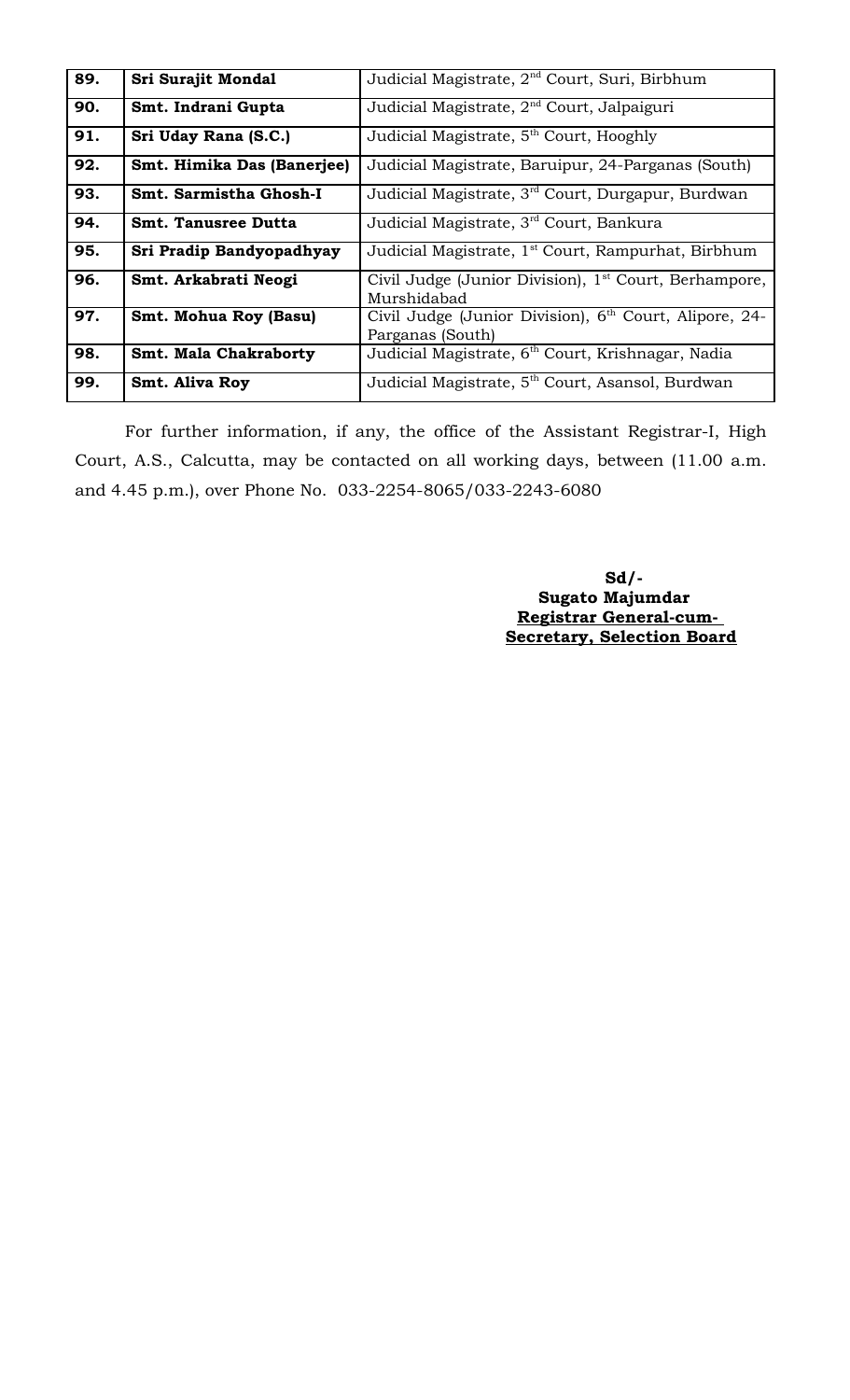| | | |
|---|---|---|
| **89.** | **Sri Surajit Mondal** | Judicial Magistrate, 2nd Court, Suri, Birbhum |
| **90.** | **Smt. Indrani Gupta** | Judicial Magistrate, 2nd Court, Jalpaiguri |
| **91.** | **Sri Uday Rana (S.C.)** | Judicial Magistrate, 5th Court, Hooghly |
| **92.** | **Smt. Himika Das (Banerjee)** | Judicial Magistrate, Baruipur, 24-Parganas (South) |
| **93.** | **Smt. Sarmistha Ghosh-I** | Judicial Magistrate, 3rd Court, Durgapur, Burdwan |
| **94.** | **Smt. Tanusree Dutta** | Judicial Magistrate, 3rd Court, Bankura |
| **95.** | **Sri Pradip Bandyopadhyay** | Judicial Magistrate, 1st Court, Rampurhat, Birbhum |
| **96.** | **Smt. Arkabrati Neogi** | Civil Judge (Junior Division), 1st Court, Berhampore, Murshidabad |
| **97.** | **Smt. Mohua Roy (Basu)** | Civil Judge (Junior Division), 6th Court, Alipore, 24-Parganas (South) |
| **98.** | **Smt. Mala Chakraborty** | Judicial Magistrate, 6th Court, Krishnagar, Nadia |
| **99.** | **Smt. Aliva Roy** | Judicial Magistrate, 5th Court, Asansol, Burdwan |

For further information, if any, the office of the Assistant Registrar-I, High Court, A.S., Calcutta, may be contacted on all working days, between (11.00 a.m. and 4.45 p.m.), over Phone No. 033-2254-8065/033-2243-6080

**Sd/-**
**Sugato Majumdar**
**Registrar General-cum-**
**Secretary, Selection Board**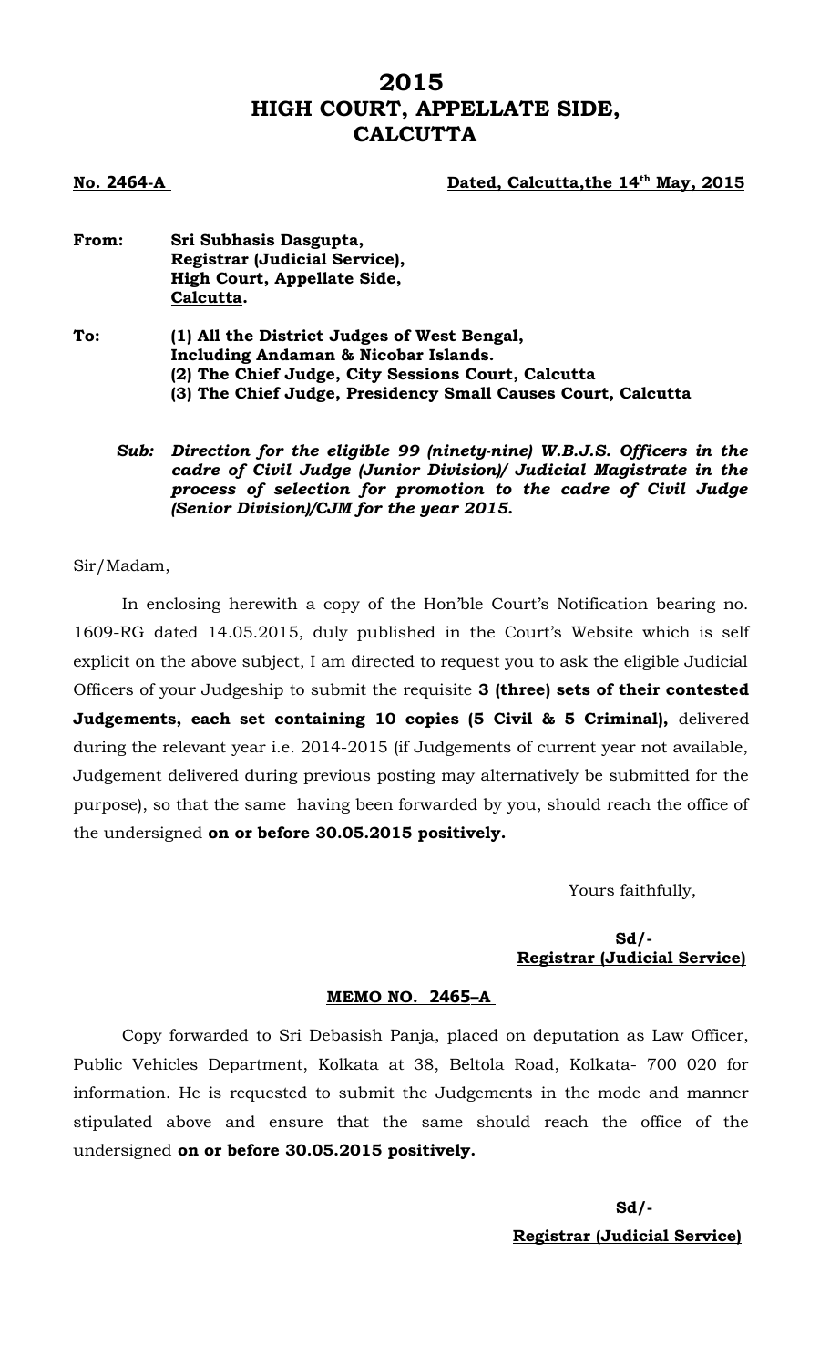# 2015
# HIGH COURT, APPELLATE SIDE, CALCUTTA

**No. 2464-A** **Dated, Calcutta,the 14th May, 2015**

**From:** **Sri Subhasis Dasgupta,**
**Registrar (Judicial Service),**
**High Court, Appellate Side,**
**Calcutta.**

**To:** **(1) All the District Judges of West Bengal, Including Andaman & Nicobar Islands.**
**(2) The Chief Judge, City Sessions Court, Calcutta**
**(3) The Chief Judge, Presidency Small Causes Court, Calcutta**

***Sub: Direction for the eligible 99 (ninety-nine) W.B.J.S. Officers in the cadre of Civil Judge (Junior Division)/ Judicial Magistrate in the process of selection for promotion to the cadre of Civil Judge (Senior Division)/CJM for the year 2015.***

Sir/Madam,

In enclosing herewith a copy of the Hon'ble Court's Notification bearing no. 1609-RG dated 14.05.2015, duly published in the Court's Website which is self explicit on the above subject, I am directed to request you to ask the eligible Judicial Officers of your Judgeship to submit the requisite **3 (three) sets of their contested Judgements, each set containing 10 copies (5 Civil & 5 Criminal),** delivered during the relevant year i.e. 2014-2015 (if Judgements of current year not available, Judgement delivered during previous posting may alternatively be submitted for the purpose), so that the same having been forwarded by you, should reach the office of the undersigned **on or before 30.05.2015 positively.**

Yours faithfully,

**Sd/-**
**Registrar (Judicial Service)**

**MEMO NO. 2465–A**

Copy forwarded to Sri Debasish Panja, placed on deputation as Law Officer, Public Vehicles Department, Kolkata at 38, Beltola Road, Kolkata- 700 020 for information. He is requested to submit the Judgements in the mode and manner stipulated above and ensure that the same should reach the office of the undersigned **on or before 30.05.2015 positively.**

**Sd/-**
**Registrar (Judicial Service)**